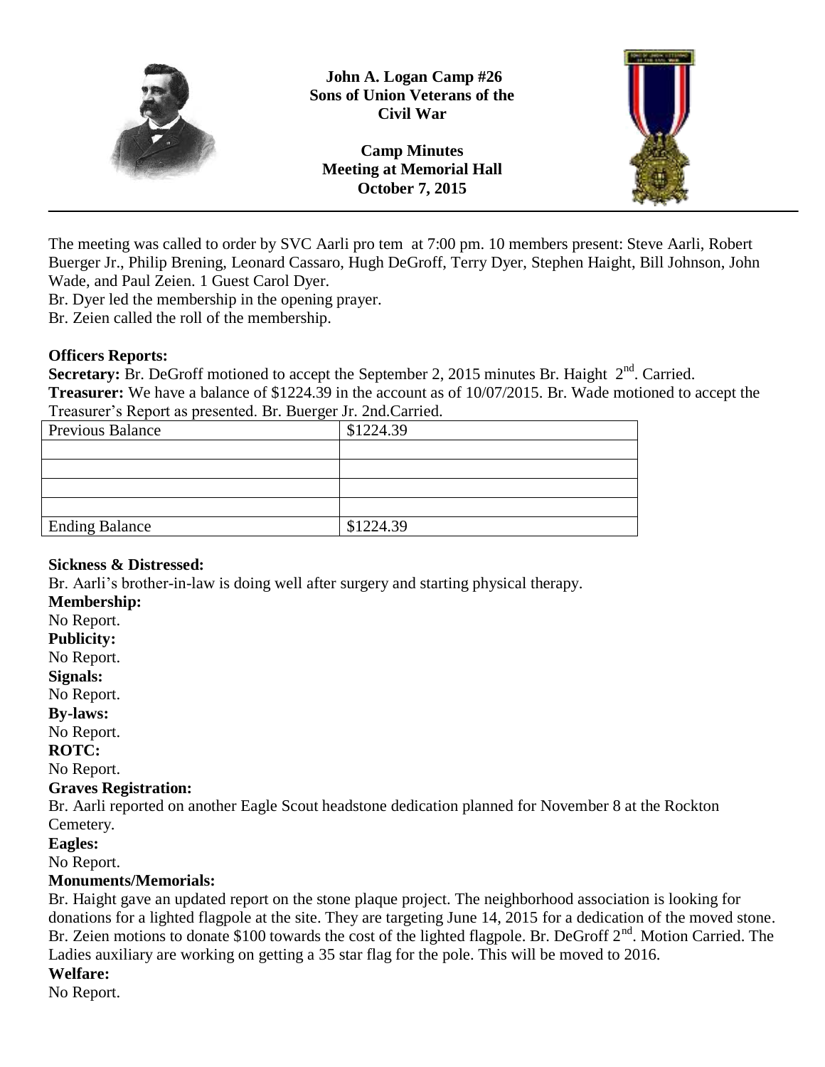**John A. Logan Camp #26**
**Sons of Union Veterans of the Civil War**

**Camp Minutes**
**Meeting at Memorial Hall**
**October 7, 2015**

---

The meeting was called to order by SVC Aarli pro tem at 7:00 pm. 10 members present: Steve Aarli, Robert Buerger Jr., Philip Brening, Leonard Cassaro, Hugh DeGroff, Terry Dyer, Stephen Haight, Bill Johnson, John Wade, and Paul Zeien. 1 Guest Carol Dyer.

Br. Dyer led the membership in the opening prayer.

Br. Zeien called the roll of the membership.

**Officers Reports:**

**Secretary:** Br. DeGroff motioned to accept the September 2, 2015 minutes Br. Haight 2nd. Carried.

**Treasurer:** We have a balance of $1224.39 in the account as of 10/07/2015. Br. Wade motioned to accept the Treasurer's Report as presented. Br. Buerger Jr. 2nd.Carried.

| | |
|---|---|
| Previous Balance | $1224.39 |
| | |
| | |
| | |
| | |
| Ending Balance | $1224.39 |

**Sickness & Distressed:**

Br. Aarli's brother-in-law is doing well after surgery and starting physical therapy.

**Membership:**

No Report.

**Publicity:**

No Report.

**Signals:**

No Report.

**By-laws:**

No Report.

**ROTC:**

No Report.

**Graves Registration:**

Br. Aarli reported on another Eagle Scout headstone dedication planned for November 8 at the Rockton Cemetery.

**Eagles:**

No Report.

**Monuments/Memorials:**

Br. Haight gave an updated report on the stone plaque project. The neighborhood association is looking for donations for a lighted flagpole at the site. They are targeting June 14, 2015 for a dedication of the moved stone. Br. Zeien motions to donate $100 towards the cost of the lighted flagpole. Br. DeGroff 2nd. Motion Carried. The Ladies auxiliary are working on getting a 35 star flag for the pole. This will be moved to 2016.

**Welfare:**

No Report.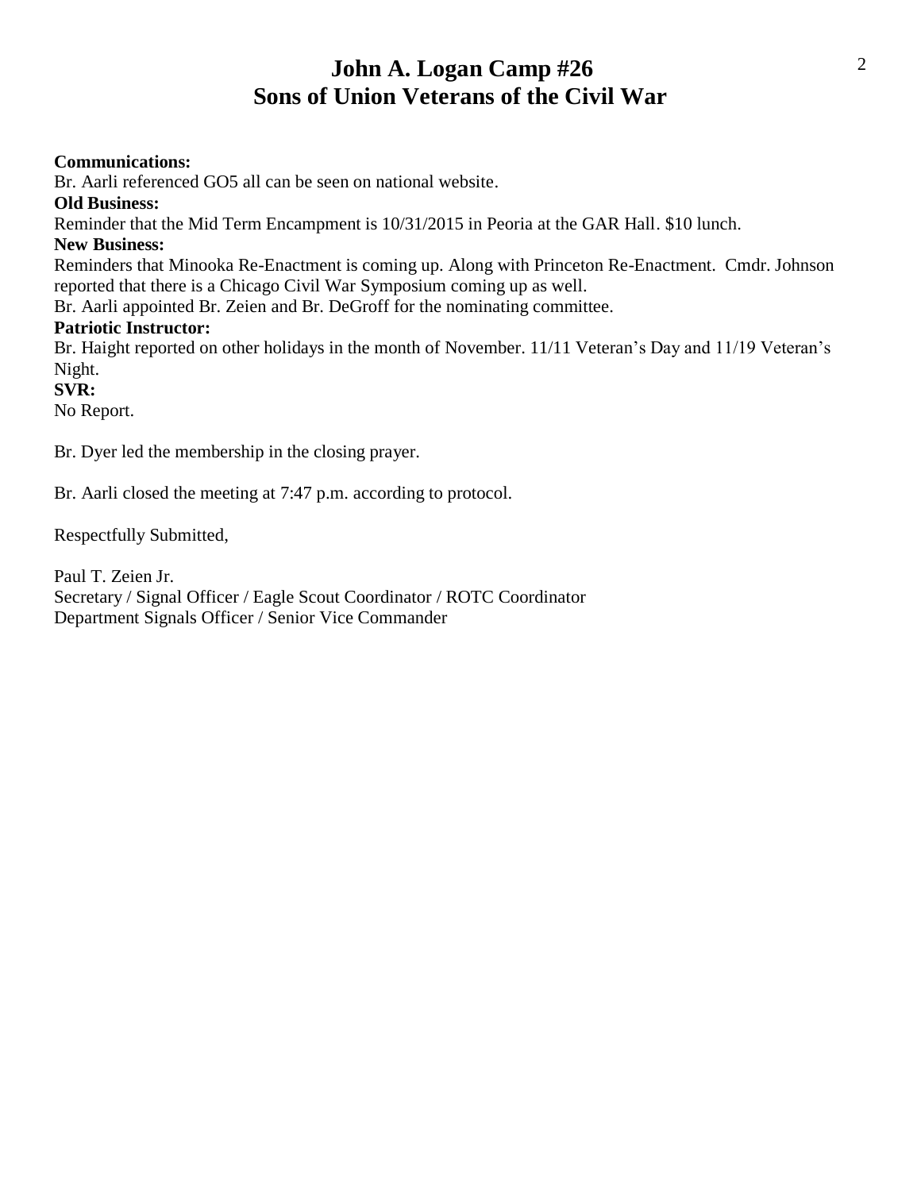# John A. Logan Camp #26
# Sons of Union Veterans of the Civil War

**Communications:**
Br. Aarli referenced GO5 all can be seen on national website.

**Old Business:**
Reminder that the Mid Term Encampment is 10/31/2015 in Peoria at the GAR Hall. $10 lunch.

**New Business:**
Reminders that Minooka Re-Enactment is coming up. Along with Princeton Re-Enactment. Cmdr. Johnson reported that there is a Chicago Civil War Symposium coming up as well.
Br. Aarli appointed Br. Zeien and Br. DeGroff for the nominating committee.

**Patriotic Instructor:**
Br. Haight reported on other holidays in the month of November. 11/11 Veteran's Day and 11/19 Veteran's Night.

**SVR:**
No Report.

Br. Dyer led the membership in the closing prayer.

Br. Aarli closed the meeting at 7:47 p.m. according to protocol.

Respectfully Submitted,

Paul T. Zeien Jr.
Secretary / Signal Officer / Eagle Scout Coordinator / ROTC Coordinator
Department Signals Officer / Senior Vice Commander